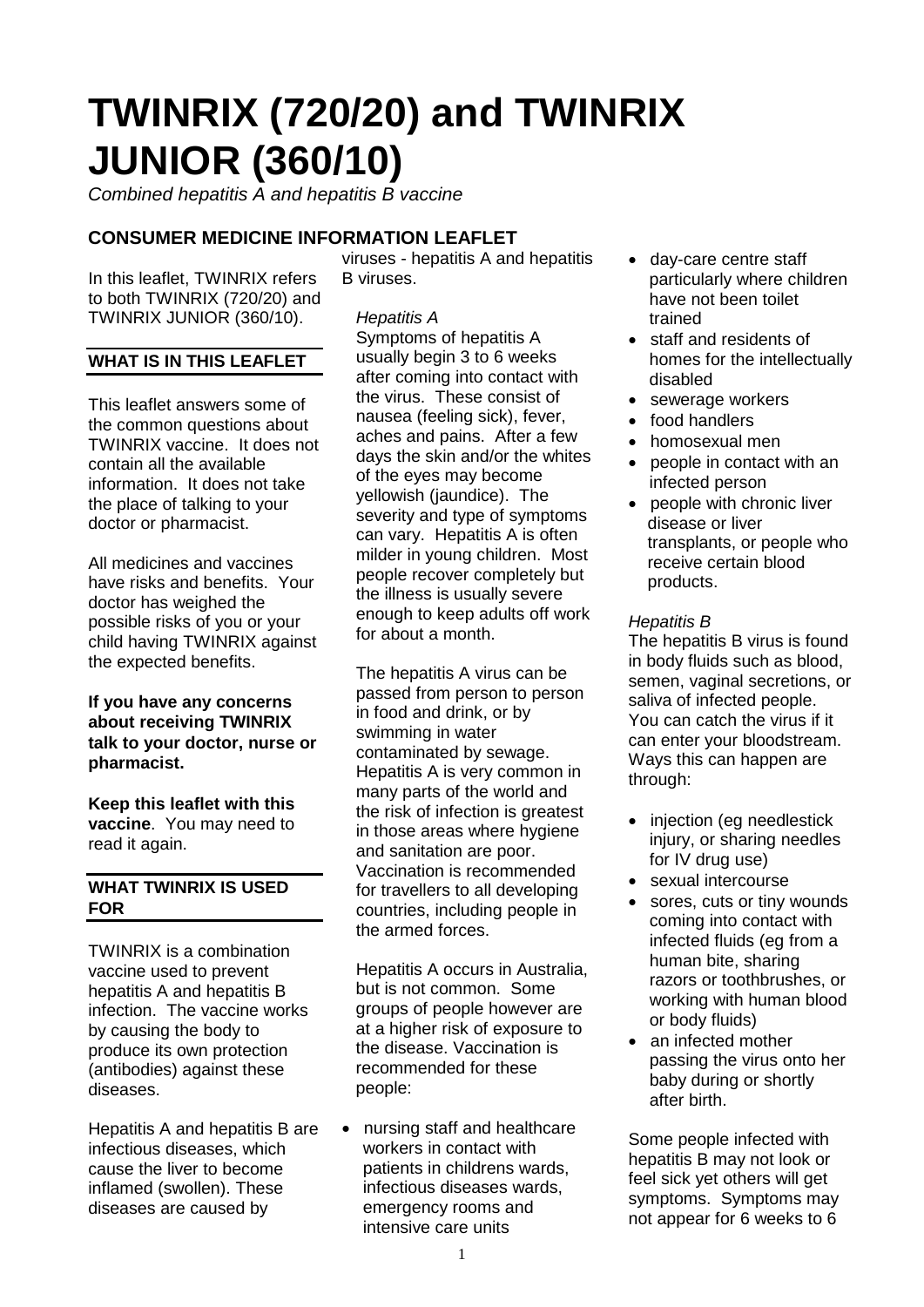# TWINRIX (720/20) and TWINRIX JUNIOR (360/10)

*Combined hepatitis A and hepatitis B vaccine*

## CONSUMER MEDICINE INFORMATION LEAFLET

In this leaflet, TWINRIX refers to both TWINRIX (720/20) and TWINRIX JUNIOR (360/10).

### WHAT IS IN THIS LEAFLET

This leaflet answers some of the common questions about TWINRIX vaccine. It does not contain all the available information. It does not take the place of talking to your doctor or pharmacist.

All medicines and vaccines have risks and benefits. Your doctor has weighed the possible risks of you or your child having TWINRIX against the expected benefits.

**If you have any concerns about receiving TWINRIX talk to your doctor, nurse or pharmacist.**

**Keep this leaflet with this vaccine**. You may need to read it again.

### WHAT TWINRIX IS USED FOR

TWINRIX is a combination vaccine used to prevent hepatitis A and hepatitis B infection. The vaccine works by causing the body to produce its own protection (antibodies) against these diseases.

Hepatitis A and hepatitis B are infectious diseases, which cause the liver to become inflamed (swollen). These diseases are caused by viruses - hepatitis A and hepatitis B viruses.

*Hepatitis A*

Symptoms of hepatitis A usually begin 3 to 6 weeks after coming into contact with the virus. These consist of nausea (feeling sick), fever, aches and pains. After a few days the skin and/or the whites of the eyes may become yellowish (jaundice). The severity and type of symptoms can vary. Hepatitis A is often milder in young children. Most people recover completely but the illness is usually severe enough to keep adults off work for about a month.

The hepatitis A virus can be passed from person to person in food and drink, or by swimming in water contaminated by sewage. Hepatitis A is very common in many parts of the world and the risk of infection is greatest in those areas where hygiene and sanitation are poor. Vaccination is recommended for travellers to all developing countries, including people in the armed forces.

Hepatitis A occurs in Australia, but is not common. Some groups of people however are at a higher risk of exposure to the disease. Vaccination is recommended for these people:

- nursing staff and healthcare workers in contact with patients in childrens wards, infectious diseases wards, emergency rooms and intensive care units
- day-care centre staff particularly where children have not been toilet trained
- staff and residents of homes for the intellectually disabled
- sewerage workers
- food handlers
- homosexual men
- people in contact with an infected person
- people with chronic liver disease or liver transplants, or people who receive certain blood products.

*Hepatitis B*

The hepatitis B virus is found in body fluids such as blood, semen, vaginal secretions, or saliva of infected people. You can catch the virus if it can enter your bloodstream. Ways this can happen are through:

- injection (eg needlestick injury, or sharing needles for IV drug use)
- sexual intercourse
- sores, cuts or tiny wounds coming into contact with infected fluids (eg from a human bite, sharing razors or toothbrushes, or working with human blood or body fluids)
- an infected mother passing the virus onto her baby during or shortly after birth.

Some people infected with hepatitis B may not look or feel sick yet others will get symptoms. Symptoms may not appear for 6 weeks to 6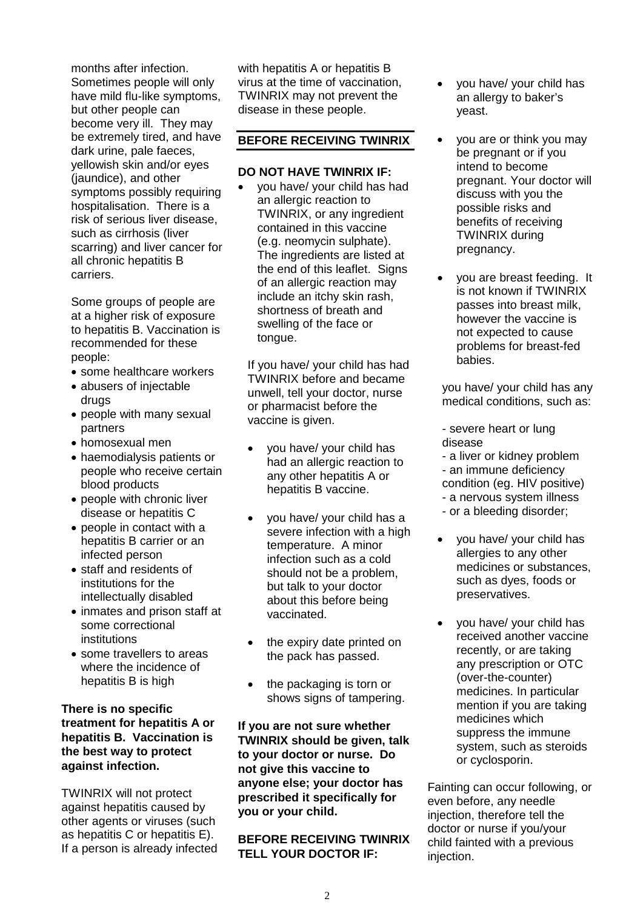months after infection. Sometimes people will only have mild flu-like symptoms, but other people can become very ill. They may be extremely tired, and have dark urine, pale faeces, yellowish skin and/or eyes (jaundice), and other symptoms possibly requiring hospitalisation. There is a risk of serious liver disease, such as cirrhosis (liver scarring) and liver cancer for all chronic hepatitis B carriers.

Some groups of people are at a higher risk of exposure to hepatitis B. Vaccination is recommended for these people:

- some healthcare workers
- abusers of injectable drugs
- people with many sexual partners
- homosexual men
- haemodialysis patients or people who receive certain blood products
- people with chronic liver disease or hepatitis C
- people in contact with a hepatitis B carrier or an infected person
- staff and residents of institutions for the intellectually disabled
- inmates and prison staff at some correctional institutions
- some travellers to areas where the incidence of hepatitis B is high

**There is no specific treatment for hepatitis A or hepatitis B. Vaccination is the best way to protect against infection.**

TWINRIX will not protect against hepatitis caused by other agents or viruses (such as hepatitis C or hepatitis E). If a person is already infected with hepatitis A or hepatitis B virus at the time of vaccination, TWINRIX may not prevent the disease in these people.

## BEFORE RECEIVING TWINRIX

**DO NOT HAVE TWINRIX IF:**

- you have/ your child has had an allergic reaction to TWINRIX, or any ingredient contained in this vaccine (e.g. neomycin sulphate). The ingredients are listed at the end of this leaflet. Signs of an allergic reaction may include an itchy skin rash, shortness of breath and swelling of the face or tongue.

  If you have/ your child has had TWINRIX before and became unwell, tell your doctor, nurse or pharmacist before the vaccine is given.

- you have/ your child has had an allergic reaction to any other hepatitis A or hepatitis B vaccine.
- you have/ your child has a severe infection with a high temperature. A minor infection such as a cold should not be a problem, but talk to your doctor about this before being vaccinated.
- the expiry date printed on the pack has passed.
- the packaging is torn or shows signs of tampering.

**If you are not sure whether TWINRIX should be given, talk to your doctor or nurse. Do not give this vaccine to anyone else; your doctor has prescribed it specifically for you or your child.**

**BEFORE RECEIVING TWINRIX TELL YOUR DOCTOR IF:**

- you have/ your child has an allergy to baker's yeast.
- you are or think you may be pregnant or if you intend to become pregnant. Your doctor will discuss with you the possible risks and benefits of receiving TWINRIX during pregnancy.
- you are breast feeding. It is not known if TWINRIX passes into breast milk, however the vaccine is not expected to cause problems for breast-fed babies.

  you have/ your child has any medical conditions, such as:

  - severe heart or lung disease
  - a liver or kidney problem
  - an immune deficiency condition (eg. HIV positive)
  - a nervous system illness
  - or a bleeding disorder;

- you have/ your child has allergies to any other medicines or substances, such as dyes, foods or preservatives.
- you have/ your child has received another vaccine recently, or are taking any prescription or OTC (over-the-counter) medicines. In particular mention if you are taking medicines which suppress the immune system, such as steroids or cyclosporin.

Fainting can occur following, or even before, any needle injection, therefore tell the doctor or nurse if you/your child fainted with a previous injection.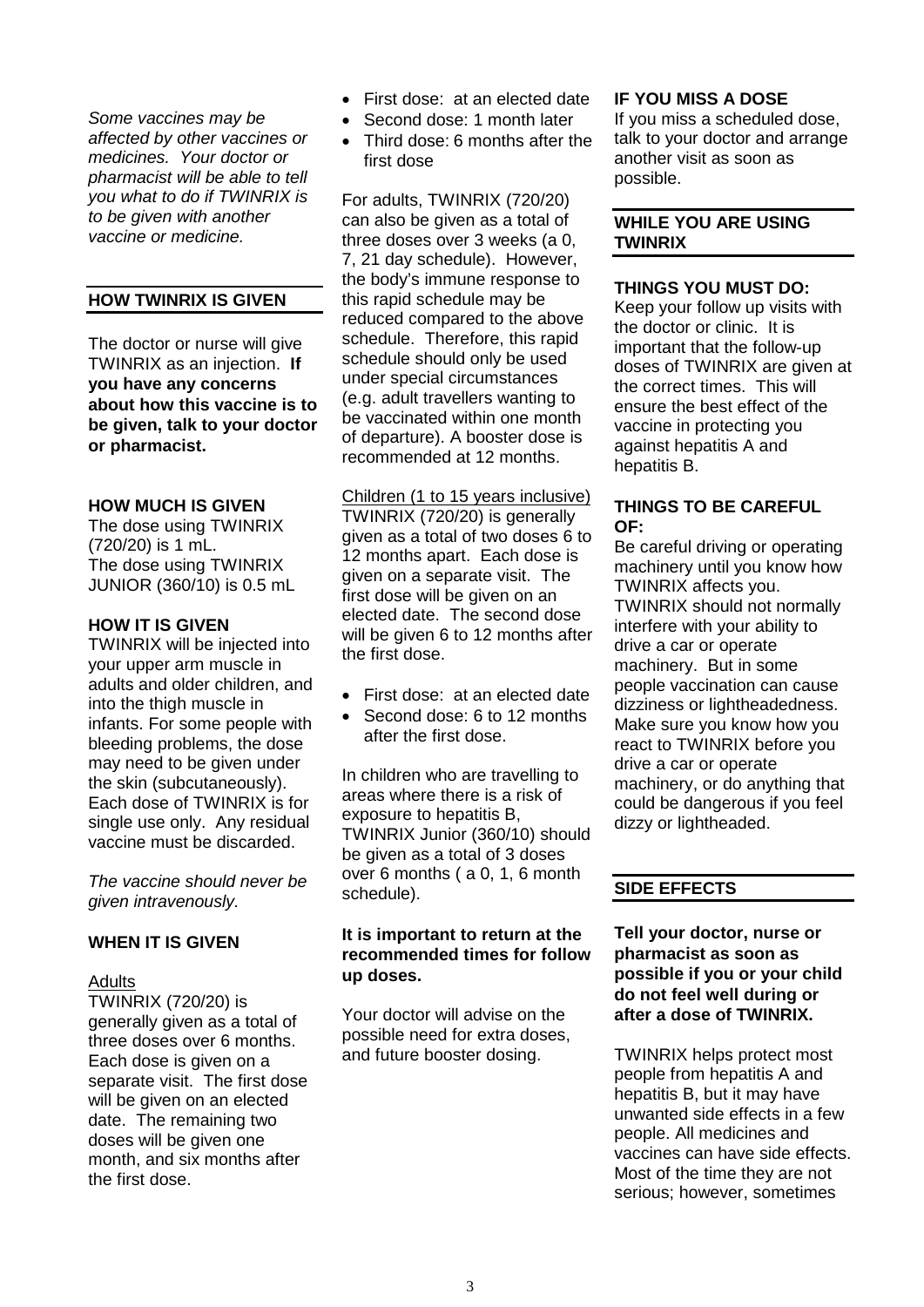*Some vaccines may be affected by other vaccines or medicines. Your doctor or pharmacist will be able to tell you what to do if TWINRIX is to be given with another vaccine or medicine.*

## HOW TWINRIX IS GIVEN

The doctor or nurse will give TWINRIX as an injection. **If you have any concerns about how this vaccine is to be given, talk to your doctor or pharmacist.**

### HOW MUCH IS GIVEN

The dose using TWINRIX (720/20) is 1 mL.
The dose using TWINRIX JUNIOR (360/10) is 0.5 mL

### HOW IT IS GIVEN

TWINRIX will be injected into your upper arm muscle in adults and older children, and into the thigh muscle in infants. For some people with bleeding problems, the dose may need to be given under the skin (subcutaneously). Each dose of TWINRIX is for single use only. Any residual vaccine must be discarded.

*The vaccine should never be given intravenously.*

### WHEN IT IS GIVEN

Adults

TWINRIX (720/20) is generally given as a total of three doses over 6 months. Each dose is given on a separate visit. The first dose will be given on an elected date. The remaining two doses will be given one month, and six months after the first dose.

- First dose: at an elected date
- Second dose: 1 month later
- Third dose: 6 months after the first dose

For adults, TWINRIX (720/20) can also be given as a total of three doses over 3 weeks (a 0, 7, 21 day schedule). However, the body's immune response to this rapid schedule may be reduced compared to the above schedule. Therefore, this rapid schedule should only be used under special circumstances (e.g. adult travellers wanting to be vaccinated within one month of departure). A booster dose is recommended at 12 months.

Children (1 to 15 years inclusive)

TWINRIX (720/20) is generally given as a total of two doses 6 to 12 months apart. Each dose is given on a separate visit. The first dose will be given on an elected date. The second dose will be given 6 to 12 months after the first dose.

- First dose: at an elected date
- Second dose: 6 to 12 months after the first dose.

In children who are travelling to areas where there is a risk of exposure to hepatitis B, TWINRIX Junior (360/10) should be given as a total of 3 doses over 6 months ( a 0, 1, 6 month schedule).

**It is important to return at the recommended times for follow up doses.**

Your doctor will advise on the possible need for extra doses, and future booster dosing.

### IF YOU MISS A DOSE

If you miss a scheduled dose, talk to your doctor and arrange another visit as soon as possible.

## WHILE YOU ARE USING TWINRIX

### THINGS YOU MUST DO:

Keep your follow up visits with the doctor or clinic. It is important that the follow-up doses of TWINRIX are given at the correct times. This will ensure the best effect of the vaccine in protecting you against hepatitis A and hepatitis B.

### THINGS TO BE CAREFUL OF:

Be careful driving or operating machinery until you know how TWINRIX affects you. TWINRIX should not normally interfere with your ability to drive a car or operate machinery. But in some people vaccination can cause dizziness or lightheadedness. Make sure you know how you react to TWINRIX before you drive a car or operate machinery, or do anything that could be dangerous if you feel dizzy or lightheaded.

## SIDE EFFECTS

**Tell your doctor, nurse or pharmacist as soon as possible if you or your child do not feel well during or after a dose of TWINRIX.**

TWINRIX helps protect most people from hepatitis A and hepatitis B, but it may have unwanted side effects in a few people. All medicines and vaccines can have side effects. Most of the time they are not serious; however, sometimes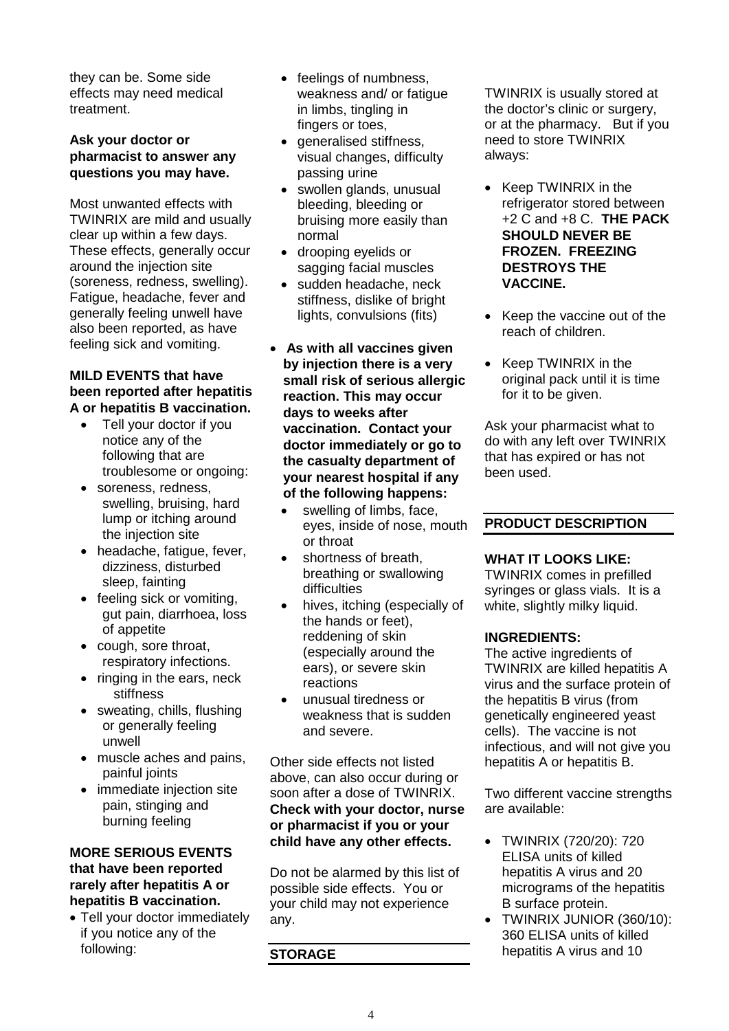they can be. Some side effects may need medical treatment.

**Ask your doctor or pharmacist to answer any questions you may have.**

Most unwanted effects with TWINRIX are mild and usually clear up within a few days. These effects, generally occur around the injection site (soreness, redness, swelling). Fatigue, headache, fever and generally feeling unwell have also been reported, as have feeling sick and vomiting.

**MILD EVENTS that have been reported after hepatitis A or hepatitis B vaccination.**

- Tell your doctor if you notice any of the following that are troublesome or ongoing:
- soreness, redness, swelling, bruising, hard lump or itching around the injection site
- headache, fatigue, fever, dizziness, disturbed sleep, fainting
- feeling sick or vomiting, gut pain, diarrhoea, loss of appetite
- cough, sore throat, respiratory infections.
- ringing in the ears, neck stiffness
- sweating, chills, flushing or generally feeling unwell
- muscle aches and pains, painful joints
- immediate injection site pain, stinging and burning feeling

**MORE SERIOUS EVENTS that have been reported rarely after hepatitis A or hepatitis B vaccination.**

- Tell your doctor immediately if you notice any of the following:
- feelings of numbness, weakness and/ or fatigue in limbs, tingling in fingers or toes,
- generalised stiffness, visual changes, difficulty passing urine
- swollen glands, unusual bleeding, bleeding or bruising more easily than normal
- drooping eyelids or sagging facial muscles
- sudden headache, neck stiffness, dislike of bright lights, convulsions (fits)

- **As with all vaccines given by injection there is a very small risk of serious allergic reaction. This may occur days to weeks after vaccination. Contact your doctor immediately or go to the casualty department of your nearest hospital if any of the following happens:**
  - swelling of limbs, face, eyes, inside of nose, mouth or throat
  - shortness of breath, breathing or swallowing difficulties
  - hives, itching (especially of the hands or feet), reddening of skin (especially around the ears), or severe skin reactions
  - unusual tiredness or weakness that is sudden and severe.

Other side effects not listed above, can also occur during or soon after a dose of TWINRIX. **Check with your doctor, nurse or pharmacist if you or your child have any other effects.**

Do not be alarmed by this list of possible side effects. You or your child may not experience any.

## STORAGE

TWINRIX is usually stored at the doctor's clinic or surgery, or at the pharmacy. But if you need to store TWINRIX always:

- Keep TWINRIX in the refrigerator stored between +2 C and +8 C. **THE PACK SHOULD NEVER BE FROZEN. FREEZING DESTROYS THE VACCINE.**
- Keep the vaccine out of the reach of children.
- Keep TWINRIX in the original pack until it is time for it to be given.

Ask your pharmacist what to do with any left over TWINRIX that has expired or has not been used.

## PRODUCT DESCRIPTION

**WHAT IT LOOKS LIKE:**
TWINRIX comes in prefilled syringes or glass vials. It is a white, slightly milky liquid.

**INGREDIENTS:**
The active ingredients of TWINRIX are killed hepatitis A virus and the surface protein of the hepatitis B virus (from genetically engineered yeast cells). The vaccine is not infectious, and will not give you hepatitis A or hepatitis B.

Two different vaccine strengths are available:

- TWINRIX (720/20): 720 ELISA units of killed hepatitis A virus and 20 micrograms of the hepatitis B surface protein.
- TWINRIX JUNIOR (360/10): 360 ELISA units of killed hepatitis A virus and 10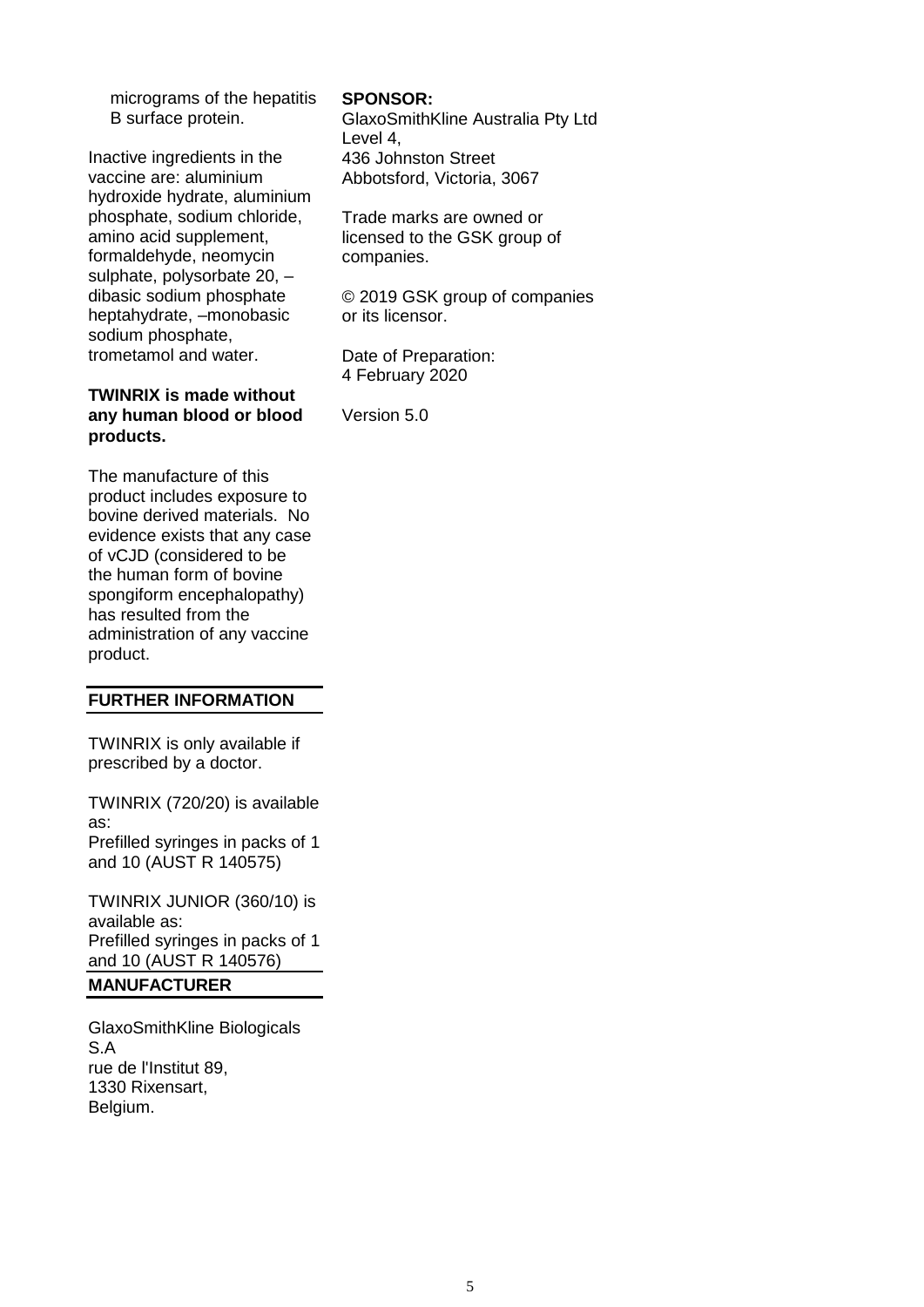micrograms of the hepatitis B surface protein.

Inactive ingredients in the vaccine are: aluminium hydroxide hydrate, aluminium phosphate, sodium chloride, amino acid supplement, formaldehyde, neomycin sulphate, polysorbate 20, –dibasic sodium phosphate heptahydrate, –monobasic sodium phosphate, trometamol and water.

**TWINRIX is made without any human blood or blood products.**

The manufacture of this product includes exposure to bovine derived materials. No evidence exists that any case of vCJD (considered to be the human form of bovine spongiform encephalopathy) has resulted from the administration of any vaccine product.

## FURTHER INFORMATION

TWINRIX is only available if prescribed by a doctor.

TWINRIX (720/20) is available as:
Prefilled syringes in packs of 1 and 10 (AUST R 140575)

TWINRIX JUNIOR (360/10) is available as:
Prefilled syringes in packs of 1 and 10 (AUST R 140576)

## MANUFACTURER

GlaxoSmithKline Biologicals S.A
rue de l'Institut 89,
1330 Rixensart,
Belgium.

**SPONSOR:**
GlaxoSmithKline Australia Pty Ltd
Level 4,
436 Johnston Street
Abbotsford, Victoria, 3067

Trade marks are owned or licensed to the GSK group of companies.

© 2019 GSK group of companies or its licensor.

Date of Preparation:
4 February 2020

Version 5.0